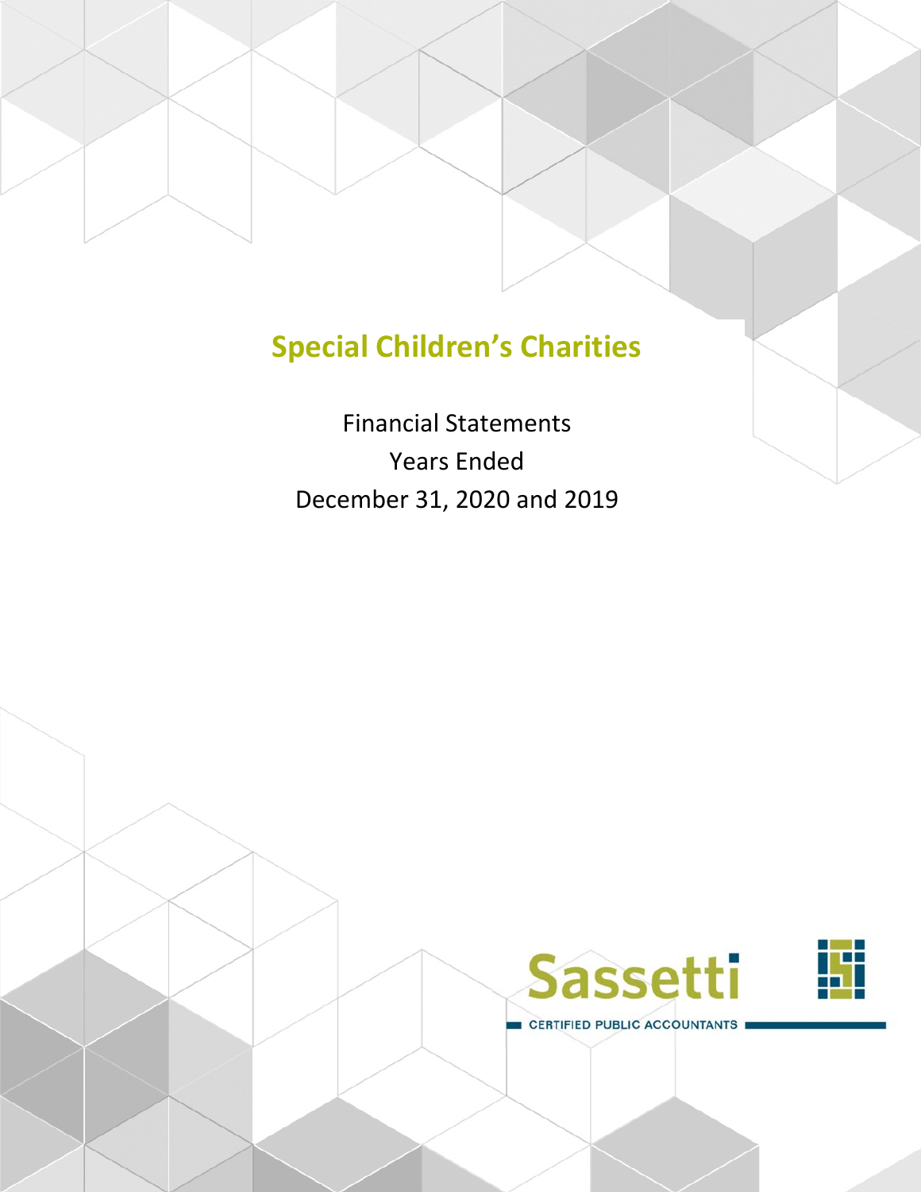# Special Children's Charities

Financial Statements
Years Ended
December 31, 2020 and 2019

Sassetti
CERTIFIED PUBLIC ACCOUNTANTS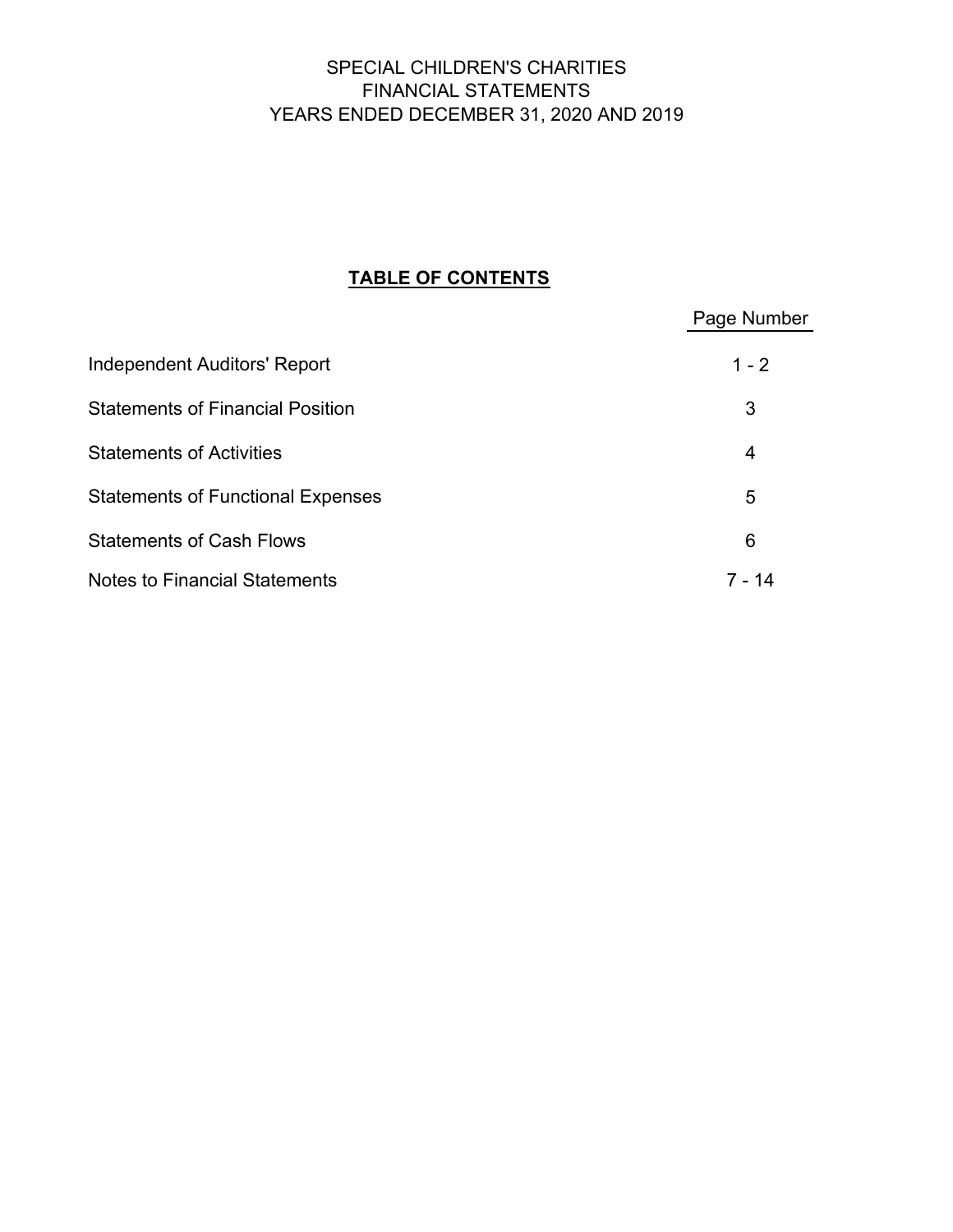SPECIAL CHILDREN'S CHARITIES
FINANCIAL STATEMENTS
YEARS ENDED DECEMBER 31, 2020 AND 2019

## TABLE OF CONTENTS

| | Page Number |
|---|---|
| Independent Auditors' Report | 1 - 2 |
| Statements of Financial Position | 3 |
| Statements of Activities | 4 |
| Statements of Functional Expenses | 5 |
| Statements of Cash Flows | 6 |
| Notes to Financial Statements | 7 - 14 |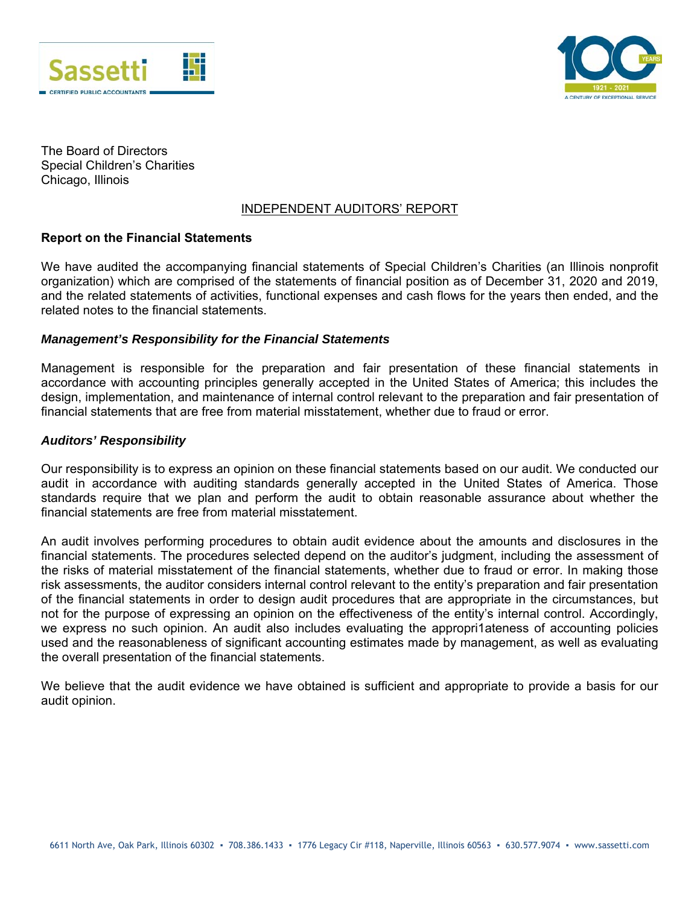The Board of Directors
Special Children's Charities
Chicago, Illinois

## INDEPENDENT AUDITORS' REPORT

### Report on the Financial Statements

We have audited the accompanying financial statements of Special Children's Charities (an Illinois nonprofit organization) which are comprised of the statements of financial position as of December 31, 2020 and 2019, and the related statements of activities, functional expenses and cash flows for the years then ended, and the related notes to the financial statements.

### *Management's Responsibility for the Financial Statements*

Management is responsible for the preparation and fair presentation of these financial statements in accordance with accounting principles generally accepted in the United States of America; this includes the design, implementation, and maintenance of internal control relevant to the preparation and fair presentation of financial statements that are free from material misstatement, whether due to fraud or error.

### *Auditors' Responsibility*

Our responsibility is to express an opinion on these financial statements based on our audit. We conducted our audit in accordance with auditing standards generally accepted in the United States of America. Those standards require that we plan and perform the audit to obtain reasonable assurance about whether the financial statements are free from material misstatement.

An audit involves performing procedures to obtain audit evidence about the amounts and disclosures in the financial statements. The procedures selected depend on the auditor's judgment, including the assessment of the risks of material misstatement of the financial statements, whether due to fraud or error. In making those risk assessments, the auditor considers internal control relevant to the entity's preparation and fair presentation of the financial statements in order to design audit procedures that are appropriate in the circumstances, but not for the purpose of expressing an opinion on the effectiveness of the entity's internal control. Accordingly, we express no such opinion. An audit also includes evaluating the appropri1ateness of accounting policies used and the reasonableness of significant accounting estimates made by management, as well as evaluating the overall presentation of the financial statements.

We believe that the audit evidence we have obtained is sufficient and appropriate to provide a basis for our audit opinion.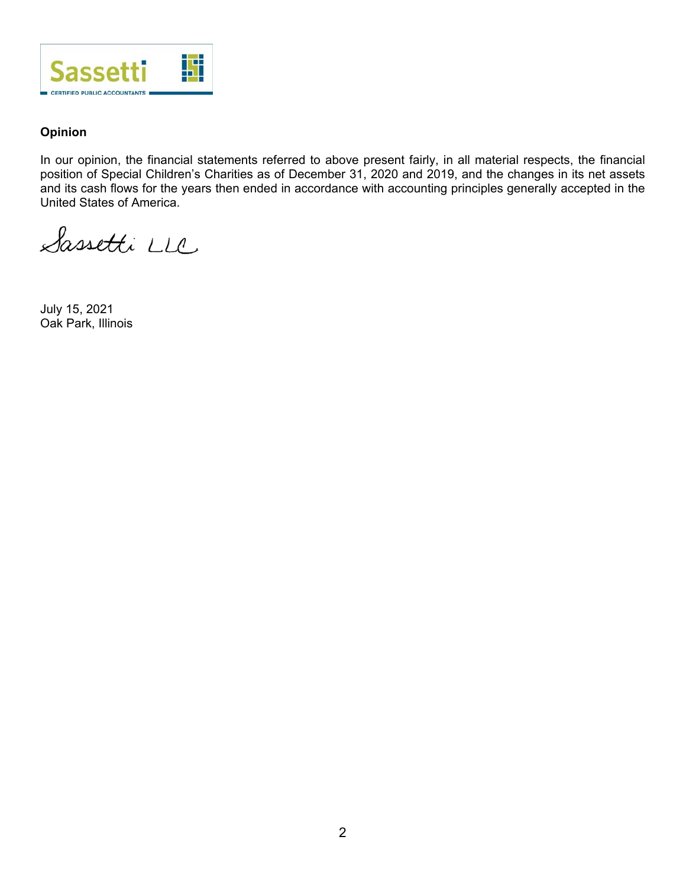## Opinion

In our opinion, the financial statements referred to above present fairly, in all material respects, the financial position of Special Children's Charities as of December 31, 2020 and 2019, and the changes in its net assets and its cash flows for the years then ended in accordance with accounting principles generally accepted in the United States of America.

Sassetti LLC

July 15, 2021
Oak Park, Illinois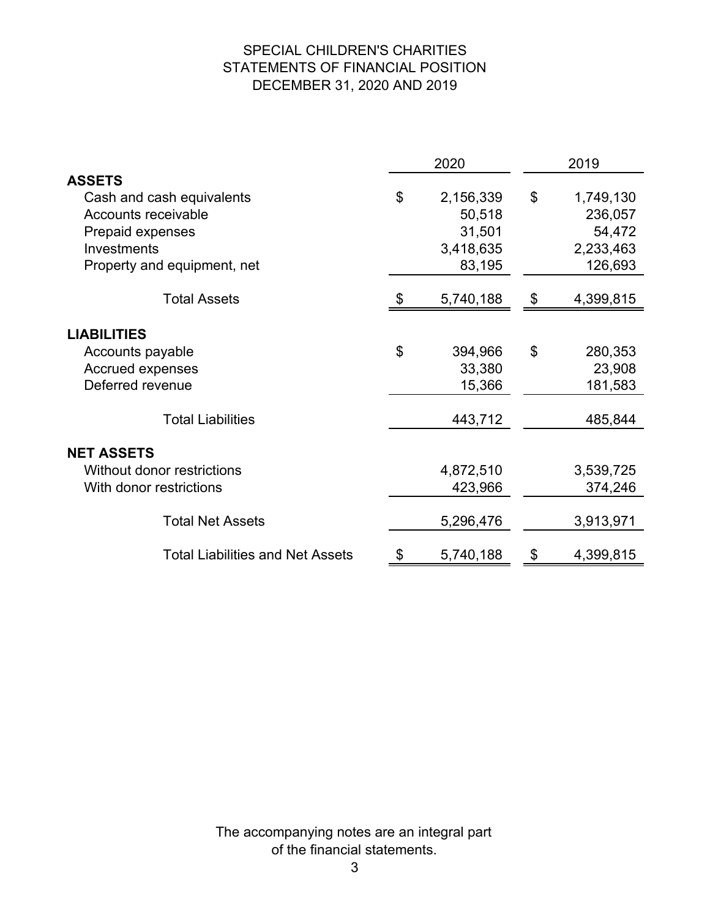# SPECIAL CHILDREN'S CHARITIES
## STATEMENTS OF FINANCIAL POSITION
## DECEMBER 31, 2020 AND 2019

| | 2020 | 2019 |
|---|---|---|
| **ASSETS** | | |
| Cash and cash equivalents | $ 2,156,339 | $ 1,749,130 |
| Accounts receivable | 50,518 | 236,057 |
| Prepaid expenses | 31,501 | 54,472 |
| Investments | 3,418,635 | 2,233,463 |
| Property and equipment, net | 83,195 | 126,693 |
| Total Assets | $ 5,740,188 | $ 4,399,815 |
| **LIABILITIES** | | |
| Accounts payable | $ 394,966 | $ 280,353 |
| Accrued expenses | 33,380 | 23,908 |
| Deferred revenue | 15,366 | 181,583 |
| Total Liabilities | 443,712 | 485,844 |
| **NET ASSETS** | | |
| Without donor restrictions | 4,872,510 | 3,539,725 |
| With donor restrictions | 423,966 | 374,246 |
| Total Net Assets | 5,296,476 | 3,913,971 |
| Total Liabilities and Net Assets | $ 5,740,188 | $ 4,399,815 |

The accompanying notes are an integral part of the financial statements.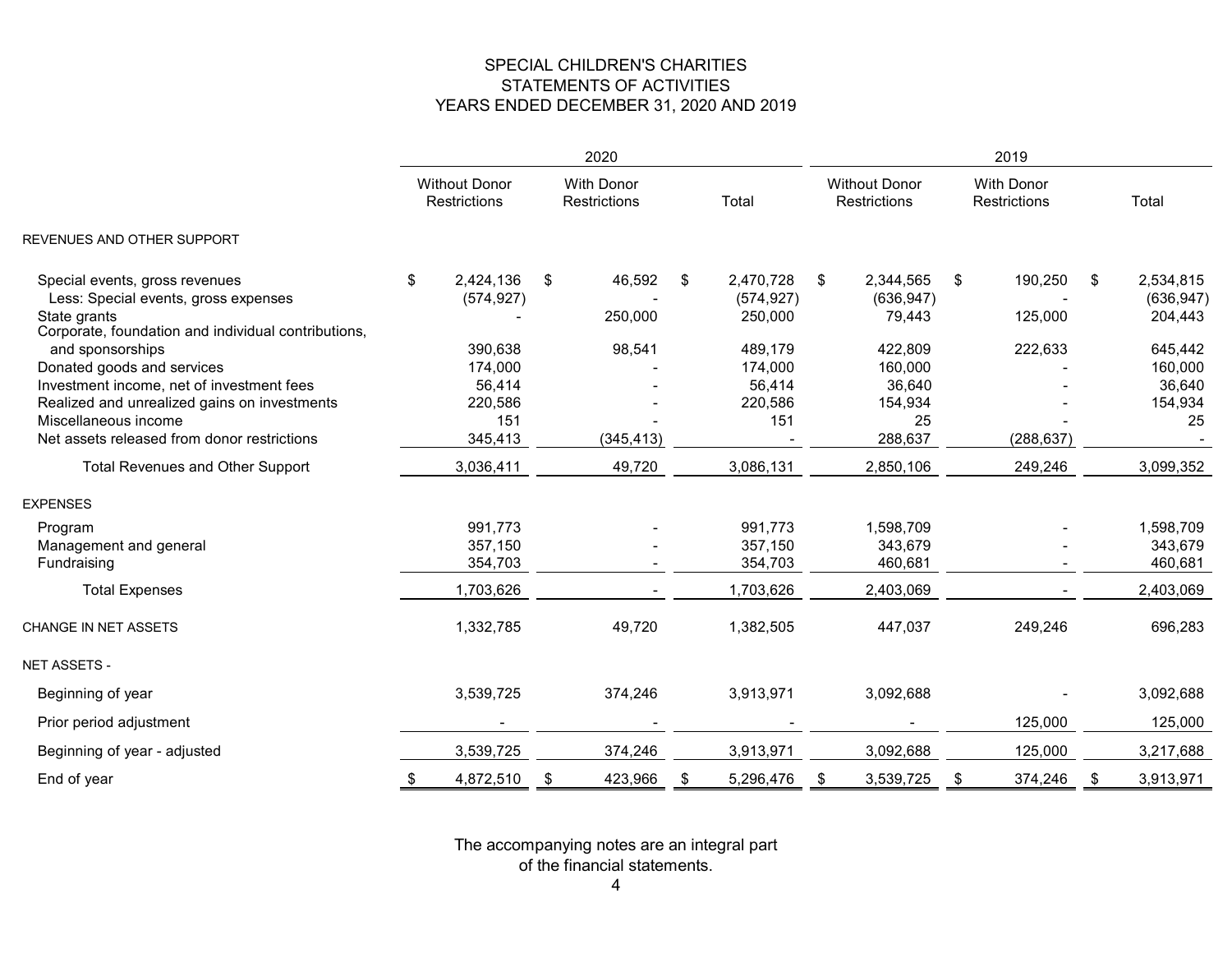# SPECIAL CHILDREN'S CHARITIES
## STATEMENTS OF ACTIVITIES
## YEARS ENDED DECEMBER 31, 2020 AND 2019

| | 2020 | | | 2019 | | |
|---|---|---|---|---|---|---|
| | Without Donor Restrictions | With Donor Restrictions | Total | Without Donor Restrictions | With Donor Restrictions | Total |
| **REVENUES AND OTHER SUPPORT** | | | | | | |
| Special events, gross revenues | $ 2,424,136 | $ 46,592 | $ 2,470,728 | $ 2,344,565 | $ 190,250 | $ 2,534,815 |
| Less: Special events, gross expenses | (574,927) | - | (574,927) | (636,947) | - | (636,947) |
| State grants | - | 250,000 | 250,000 | 79,443 | 125,000 | 204,443 |
| Corporate, foundation and individual contributions, and sponsorships | 390,638 | 98,541 | 489,179 | 422,809 | 222,633 | 645,442 |
| Donated goods and services | 174,000 | - | 174,000 | 160,000 | - | 160,000 |
| Investment income, net of investment fees | 56,414 | - | 56,414 | 36,640 | - | 36,640 |
| Realized and unrealized gains on investments | 220,586 | - | 220,586 | 154,934 | - | 154,934 |
| Miscellaneous income | 151 | - | 151 | 25 | - | 25 |
| Net assets released from donor restrictions | 345,413 | (345,413) | - | 288,637 | (288,637) | - |
| Total Revenues and Other Support | 3,036,411 | 49,720 | 3,086,131 | 2,850,106 | 249,246 | 3,099,352 |
| **EXPENSES** | | | | | | |
| Program | 991,773 | - | 991,773 | 1,598,709 | - | 1,598,709 |
| Management and general | 357,150 | - | 357,150 | 343,679 | - | 343,679 |
| Fundraising | 354,703 | - | 354,703 | 460,681 | - | 460,681 |
| Total Expenses | 1,703,626 | - | 1,703,626 | 2,403,069 | - | 2,403,069 |
| **CHANGE IN NET ASSETS** | 1,332,785 | 49,720 | 1,382,505 | 447,037 | 249,246 | 696,283 |
| **NET ASSETS -** | | | | | | |
| Beginning of year | 3,539,725 | 374,246 | 3,913,971 | 3,092,688 | - | 3,092,688 |
| Prior period adjustment | - | - | - | - | 125,000 | 125,000 |
| Beginning of year - adjusted | 3,539,725 | 374,246 | 3,913,971 | 3,092,688 | 125,000 | 3,217,688 |
| End of year | $ 4,872,510 | $ 423,966 | $ 5,296,476 | $ 3,539,725 | $ 374,246 | $ 3,913,971 |

The accompanying notes are an integral part of the financial statements.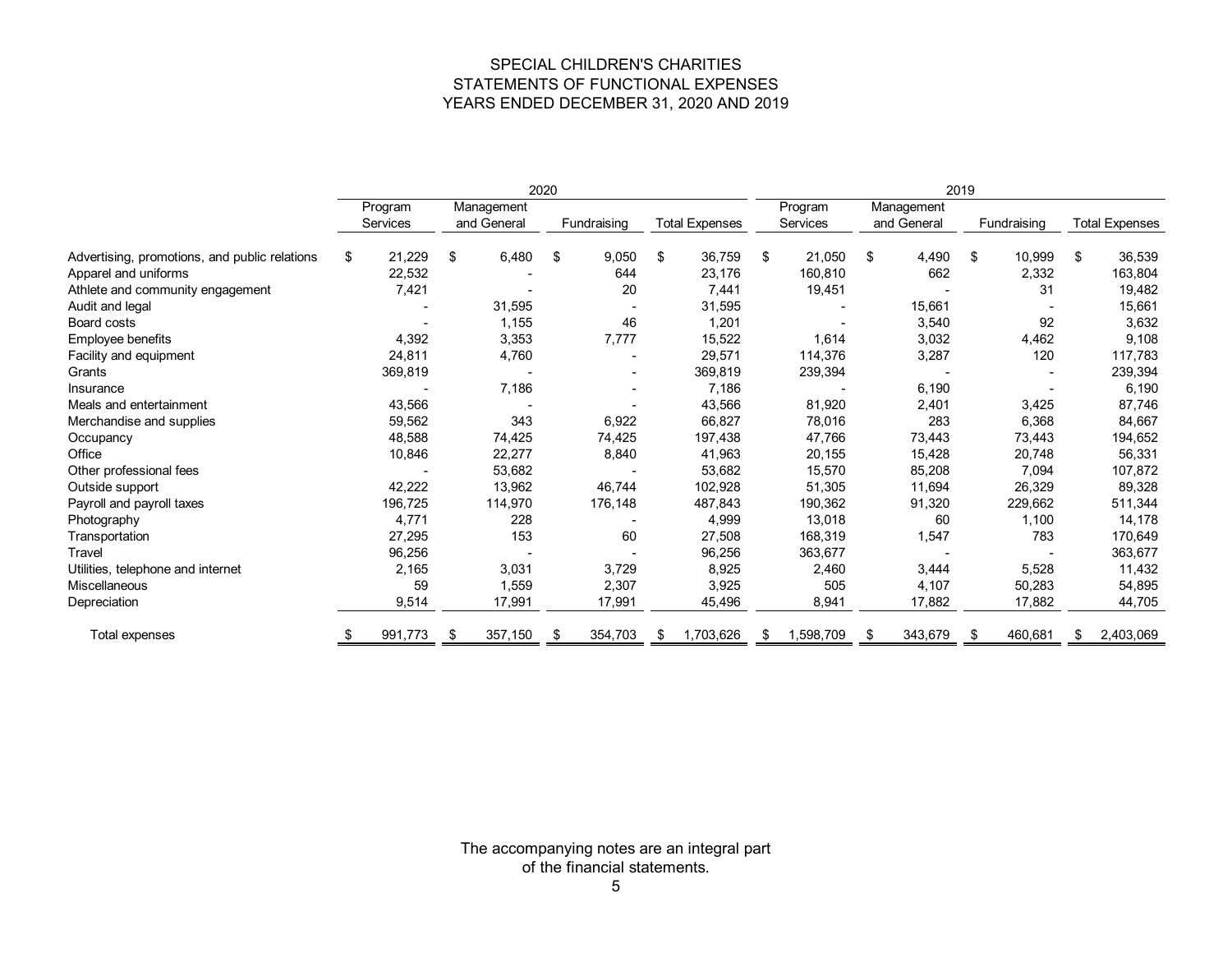SPECIAL CHILDREN'S CHARITIES
STATEMENTS OF FUNCTIONAL EXPENSES
YEARS ENDED DECEMBER 31, 2020 AND 2019

| | 2020 | | | | 2019 | | | |
|---|---|---|---|---|---|---|---|---|
| | Program Services | Management and General | Fundraising | Total Expenses | Program Services | Management and General | Fundraising | Total Expenses |
| Advertising, promotions, and public relations | $ 21,229 | $ 6,480 | $ 9,050 | $ 36,759 | $ 21,050 | $ 4,490 | $ 10,999 | $ 36,539 |
| Apparel and uniforms | 22,532 | - | 644 | 23,176 | 160,810 | 662 | 2,332 | 163,804 |
| Athlete and community engagement | 7,421 | - | 20 | 7,441 | 19,451 | - | 31 | 19,482 |
| Audit and legal | - | 31,595 | - | 31,595 | - | 15,661 | - | 15,661 |
| Board costs | - | 1,155 | 46 | 1,201 | - | 3,540 | 92 | 3,632 |
| Employee benefits | 4,392 | 3,353 | 7,777 | 15,522 | 1,614 | 3,032 | 4,462 | 9,108 |
| Facility and equipment | 24,811 | 4,760 | - | 29,571 | 114,376 | 3,287 | 120 | 117,783 |
| Grants | 369,819 | - | - | 369,819 | 239,394 | - | - | 239,394 |
| Insurance | - | 7,186 | - | 7,186 | - | 6,190 | - | 6,190 |
| Meals and entertainment | 43,566 | - | - | 43,566 | 81,920 | 2,401 | 3,425 | 87,746 |
| Merchandise and supplies | 59,562 | 343 | 6,922 | 66,827 | 78,016 | 283 | 6,368 | 84,667 |
| Occupancy | 48,588 | 74,425 | 74,425 | 197,438 | 47,766 | 73,443 | 73,443 | 194,652 |
| Office | 10,846 | 22,277 | 8,840 | 41,963 | 20,155 | 15,428 | 20,748 | 56,331 |
| Other professional fees | - | 53,682 | - | 53,682 | 15,570 | 85,208 | 7,094 | 107,872 |
| Outside support | 42,222 | 13,962 | 46,744 | 102,928 | 51,305 | 11,694 | 26,329 | 89,328 |
| Payroll and payroll taxes | 196,725 | 114,970 | 176,148 | 487,843 | 190,362 | 91,320 | 229,662 | 511,344 |
| Photography | 4,771 | 228 | - | 4,999 | 13,018 | 60 | 1,100 | 14,178 |
| Transportation | 27,295 | 153 | 60 | 27,508 | 168,319 | 1,547 | 783 | 170,649 |
| Travel | 96,256 | - | - | 96,256 | 363,677 | - | - | 363,677 |
| Utilities, telephone and internet | 2,165 | 3,031 | 3,729 | 8,925 | 2,460 | 3,444 | 5,528 | 11,432 |
| Miscellaneous | 59 | 1,559 | 2,307 | 3,925 | 505 | 4,107 | 50,283 | 54,895 |
| Depreciation | 9,514 | 17,991 | 17,991 | 45,496 | 8,941 | 17,882 | 17,882 | 44,705 |
| Total expenses | $ 991,773 | $ 357,150 | $ 354,703 | $ 1,703,626 | $ 1,598,709 | $ 343,679 | $ 460,681 | $ 2,403,069 |

The accompanying notes are an integral part of the financial statements.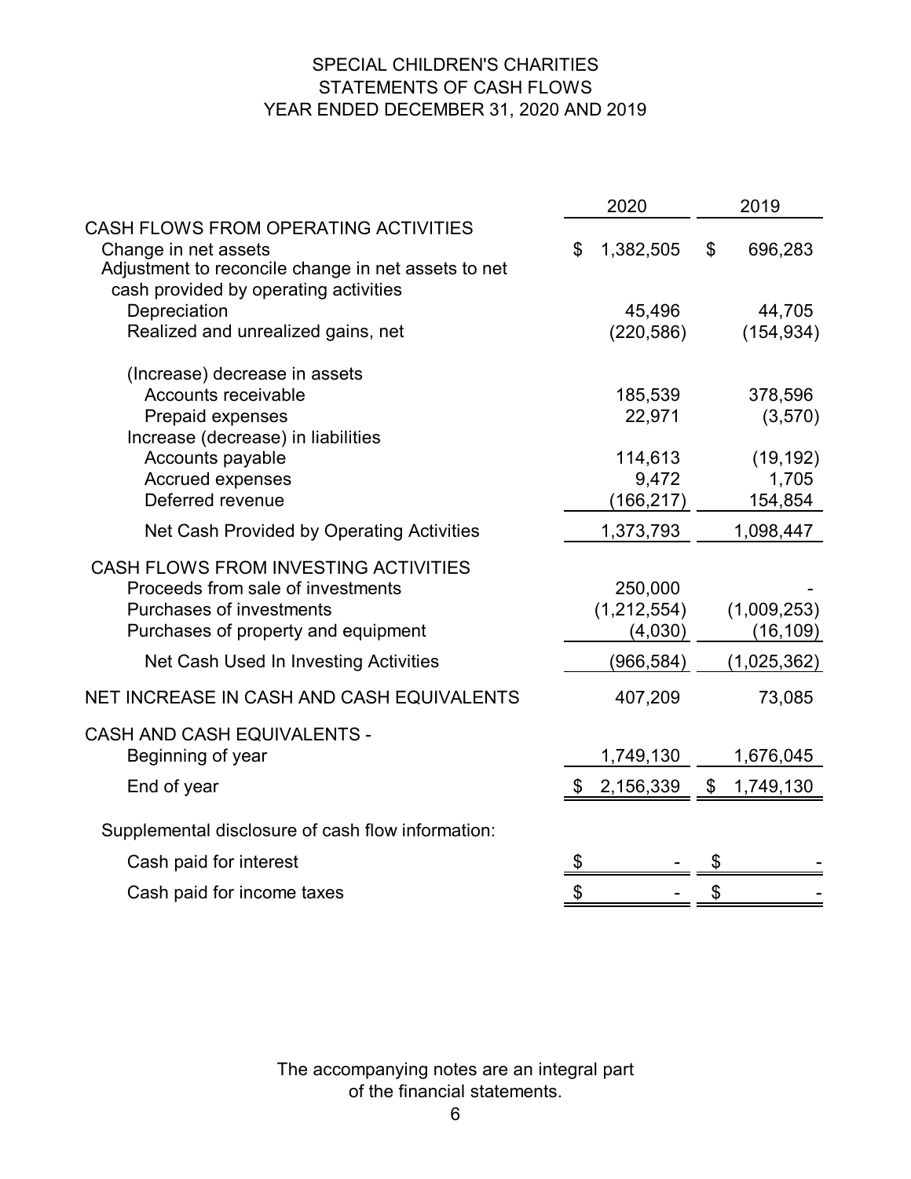# SPECIAL CHILDREN'S CHARITIES
## STATEMENTS OF CASH FLOWS
## YEAR ENDED DECEMBER 31, 2020 AND 2019

| | 2020 | 2019 |
|---|---|---|
| **CASH FLOWS FROM OPERATING ACTIVITIES** | | |
| Change in net assets | $ 1,382,505 | $ 696,283 |
| Adjustment to reconcile change in net assets to net cash provided by operating activities | | |
| Depreciation | 45,496 | 44,705 |
| Realized and unrealized gains, net | (220,586) | (154,934) |
| (Increase) decrease in assets | | |
| Accounts receivable | 185,539 | 378,596 |
| Prepaid expenses | 22,971 | (3,570) |
| Increase (decrease) in liabilities | | |
| Accounts payable | 114,613 | (19,192) |
| Accrued expenses | 9,472 | 1,705 |
| Deferred revenue | (166,217) | 154,854 |
| Net Cash Provided by Operating Activities | 1,373,793 | 1,098,447 |
| **CASH FLOWS FROM INVESTING ACTIVITIES** | | |
| Proceeds from sale of investments | 250,000 | - |
| Purchases of investments | (1,212,554) | (1,009,253) |
| Purchases of property and equipment | (4,030) | (16,109) |
| Net Cash Used In Investing Activities | (966,584) | (1,025,362) |
| **NET INCREASE IN CASH AND CASH EQUIVALENTS** | 407,209 | 73,085 |
| **CASH AND CASH EQUIVALENTS -** | | |
| Beginning of year | 1,749,130 | 1,676,045 |
| End of year | $ 2,156,339 | $ 1,749,130 |
| Supplemental disclosure of cash flow information: | | |
| Cash paid for interest | $ - | $ - |
| Cash paid for income taxes | $ - | $ - |

The accompanying notes are an integral part of the financial statements.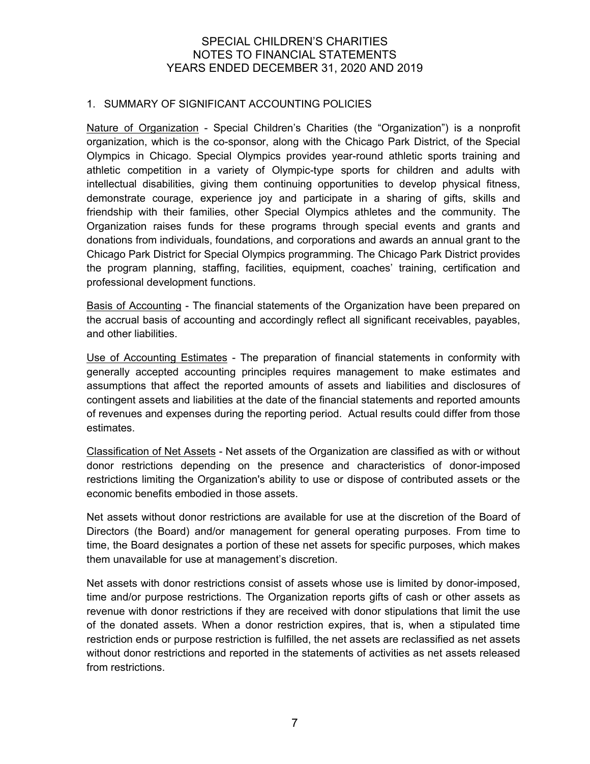# SPECIAL CHILDREN'S CHARITIES
# NOTES TO FINANCIAL STATEMENTS
# YEARS ENDED DECEMBER 31, 2020 AND 2019

## 1. SUMMARY OF SIGNIFICANT ACCOUNTING POLICIES

Nature of Organization - Special Children's Charities (the "Organization") is a nonprofit organization, which is the co-sponsor, along with the Chicago Park District, of the Special Olympics in Chicago. Special Olympics provides year-round athletic sports training and athletic competition in a variety of Olympic-type sports for children and adults with intellectual disabilities, giving them continuing opportunities to develop physical fitness, demonstrate courage, experience joy and participate in a sharing of gifts, skills and friendship with their families, other Special Olympics athletes and the community. The Organization raises funds for these programs through special events and grants and donations from individuals, foundations, and corporations and awards an annual grant to the Chicago Park District for Special Olympics programming. The Chicago Park District provides the program planning, staffing, facilities, equipment, coaches' training, certification and professional development functions.

Basis of Accounting - The financial statements of the Organization have been prepared on the accrual basis of accounting and accordingly reflect all significant receivables, payables, and other liabilities.

Use of Accounting Estimates - The preparation of financial statements in conformity with generally accepted accounting principles requires management to make estimates and assumptions that affect the reported amounts of assets and liabilities and disclosures of contingent assets and liabilities at the date of the financial statements and reported amounts of revenues and expenses during the reporting period. Actual results could differ from those estimates.

Classification of Net Assets - Net assets of the Organization are classified as with or without donor restrictions depending on the presence and characteristics of donor-imposed restrictions limiting the Organization's ability to use or dispose of contributed assets or the economic benefits embodied in those assets.

Net assets without donor restrictions are available for use at the discretion of the Board of Directors (the Board) and/or management for general operating purposes. From time to time, the Board designates a portion of these net assets for specific purposes, which makes them unavailable for use at management's discretion.

Net assets with donor restrictions consist of assets whose use is limited by donor-imposed, time and/or purpose restrictions. The Organization reports gifts of cash or other assets as revenue with donor restrictions if they are received with donor stipulations that limit the use of the donated assets. When a donor restriction expires, that is, when a stipulated time restriction ends or purpose restriction is fulfilled, the net assets are reclassified as net assets without donor restrictions and reported in the statements of activities as net assets released from restrictions.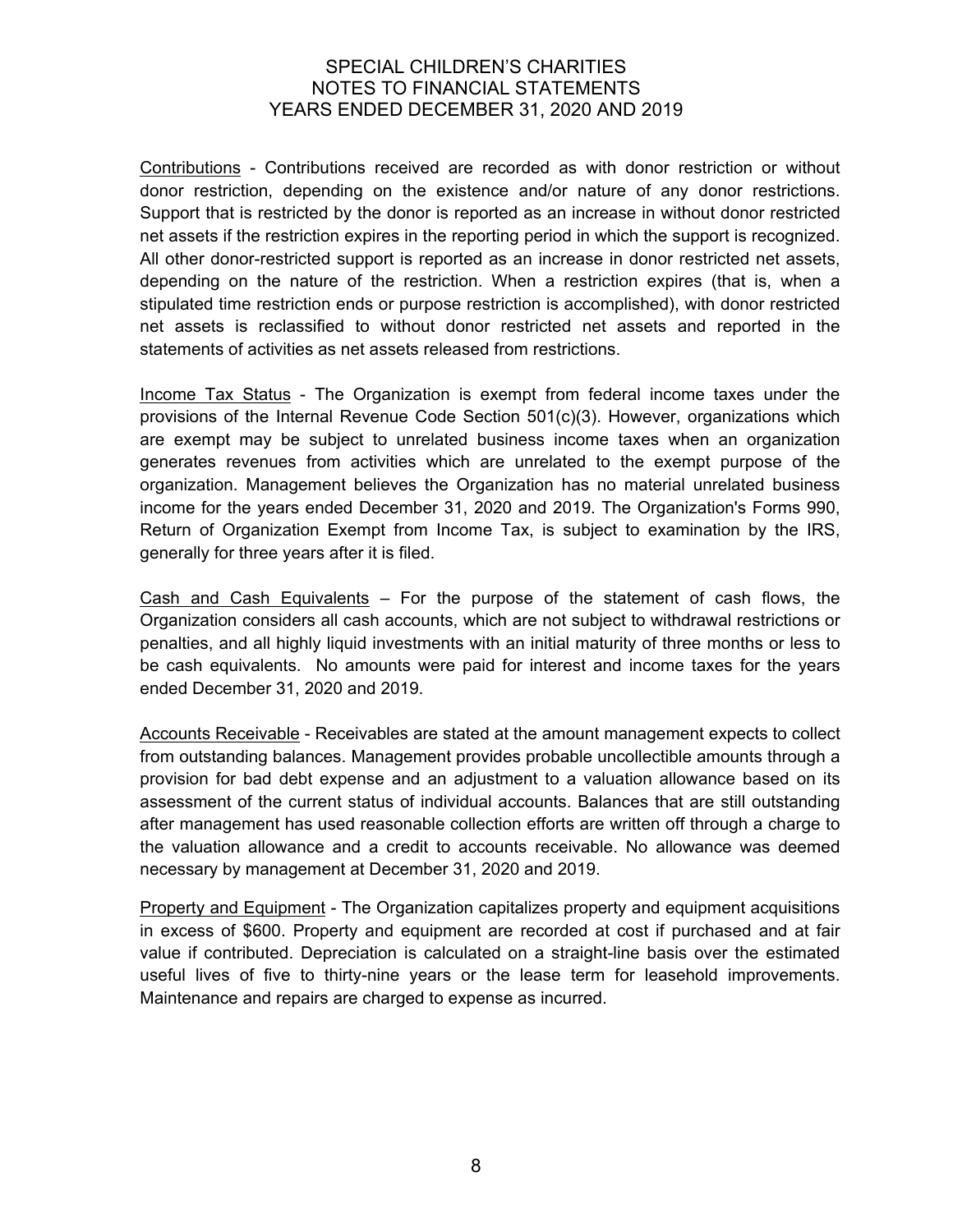Contributions - Contributions received are recorded as with donor restriction or without donor restriction, depending on the existence and/or nature of any donor restrictions. Support that is restricted by the donor is reported as an increase in without donor restricted net assets if the restriction expires in the reporting period in which the support is recognized. All other donor-restricted support is reported as an increase in donor restricted net assets, depending on the nature of the restriction. When a restriction expires (that is, when a stipulated time restriction ends or purpose restriction is accomplished), with donor restricted net assets is reclassified to without donor restricted net assets and reported in the statements of activities as net assets released from restrictions.

Income Tax Status - The Organization is exempt from federal income taxes under the provisions of the Internal Revenue Code Section 501(c)(3). However, organizations which are exempt may be subject to unrelated business income taxes when an organization generates revenues from activities which are unrelated to the exempt purpose of the organization. Management believes the Organization has no material unrelated business income for the years ended December 31, 2020 and 2019. The Organization's Forms 990, Return of Organization Exempt from Income Tax, is subject to examination by the IRS, generally for three years after it is filed.

Cash and Cash Equivalents – For the purpose of the statement of cash flows, the Organization considers all cash accounts, which are not subject to withdrawal restrictions or penalties, and all highly liquid investments with an initial maturity of three months or less to be cash equivalents. No amounts were paid for interest and income taxes for the years ended December 31, 2020 and 2019.

Accounts Receivable - Receivables are stated at the amount management expects to collect from outstanding balances. Management provides probable uncollectible amounts through a provision for bad debt expense and an adjustment to a valuation allowance based on its assessment of the current status of individual accounts. Balances that are still outstanding after management has used reasonable collection efforts are written off through a charge to the valuation allowance and a credit to accounts receivable. No allowance was deemed necessary by management at December 31, 2020 and 2019.

Property and Equipment - The Organization capitalizes property and equipment acquisitions in excess of $600. Property and equipment are recorded at cost if purchased and at fair value if contributed. Depreciation is calculated on a straight-line basis over the estimated useful lives of five to thirty-nine years or the lease term for leasehold improvements. Maintenance and repairs are charged to expense as incurred.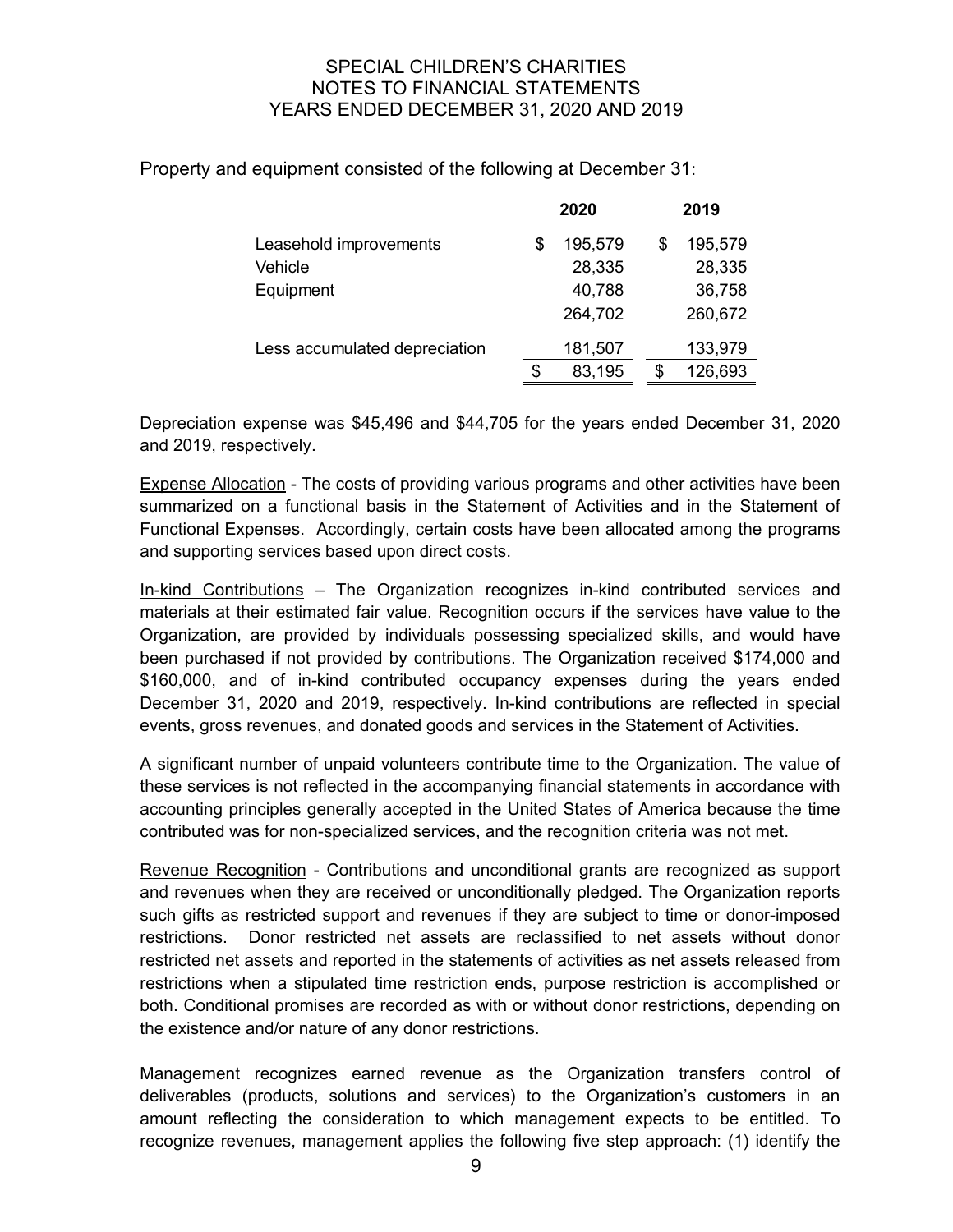Property and equipment consisted of the following at December 31:

| | 2020 | 2019 |
|---|---|---|
| Leasehold improvements | $ 195,579 | $ 195,579 |
| Vehicle | 28,335 | 28,335 |
| Equipment | 40,788 | 36,758 |
| | 264,702 | 260,672 |
| Less accumulated depreciation | 181,507 | 133,979 |
| | $ 83,195 | $ 126,693 |

Depreciation expense was $45,496 and $44,705 for the years ended December 31, 2020 and 2019, respectively.

Expense Allocation - The costs of providing various programs and other activities have been summarized on a functional basis in the Statement of Activities and in the Statement of Functional Expenses. Accordingly, certain costs have been allocated among the programs and supporting services based upon direct costs.

In-kind Contributions – The Organization recognizes in-kind contributed services and materials at their estimated fair value. Recognition occurs if the services have value to the Organization, are provided by individuals possessing specialized skills, and would have been purchased if not provided by contributions. The Organization received $174,000 and $160,000, and of in-kind contributed occupancy expenses during the years ended December 31, 2020 and 2019, respectively. In-kind contributions are reflected in special events, gross revenues, and donated goods and services in the Statement of Activities.

A significant number of unpaid volunteers contribute time to the Organization. The value of these services is not reflected in the accompanying financial statements in accordance with accounting principles generally accepted in the United States of America because the time contributed was for non-specialized services, and the recognition criteria was not met.

Revenue Recognition - Contributions and unconditional grants are recognized as support and revenues when they are received or unconditionally pledged. The Organization reports such gifts as restricted support and revenues if they are subject to time or donor-imposed restrictions. Donor restricted net assets are reclassified to net assets without donor restricted net assets and reported in the statements of activities as net assets released from restrictions when a stipulated time restriction ends, purpose restriction is accomplished or both. Conditional promises are recorded as with or without donor restrictions, depending on the existence and/or nature of any donor restrictions.

Management recognizes earned revenue as the Organization transfers control of deliverables (products, solutions and services) to the Organization's customers in an amount reflecting the consideration to which management expects to be entitled. To recognize revenues, management applies the following five step approach: (1) identify the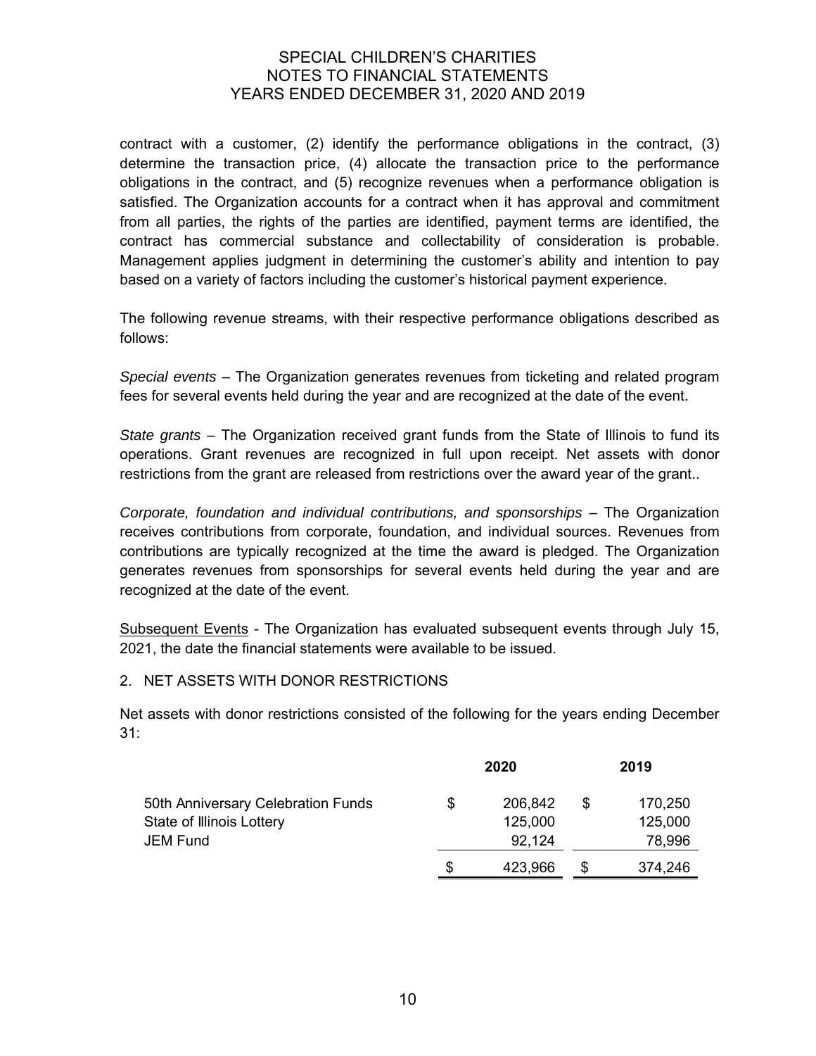contract with a customer, (2) identify the performance obligations in the contract, (3) determine the transaction price, (4) allocate the transaction price to the performance obligations in the contract, and (5) recognize revenues when a performance obligation is satisfied. The Organization accounts for a contract when it has approval and commitment from all parties, the rights of the parties are identified, payment terms are identified, the contract has commercial substance and collectability of consideration is probable. Management applies judgment in determining the customer's ability and intention to pay based on a variety of factors including the customer's historical payment experience.

The following revenue streams, with their respective performance obligations described as follows:

*Special events* – The Organization generates revenues from ticketing and related program fees for several events held during the year and are recognized at the date of the event.

*State grants* – The Organization received grant funds from the State of Illinois to fund its operations. Grant revenues are recognized in full upon receipt. Net assets with donor restrictions from the grant are released from restrictions over the award year of the grant..

*Corporate, foundation and individual contributions, and sponsorships* – The Organization receives contributions from corporate, foundation, and individual sources. Revenues from contributions are typically recognized at the time the award is pledged. The Organization generates revenues from sponsorships for several events held during the year and are recognized at the date of the event.

Subsequent Events - The Organization has evaluated subsequent events through July 15, 2021, the date the financial statements were available to be issued.

2. NET ASSETS WITH DONOR RESTRICTIONS

Net assets with donor restrictions consisted of the following for the years ending December 31:

| | 2020 | 2019 |
|---|---|---|
| 50th Anniversary Celebration Funds | $ 206,842 | $ 170,250 |
| State of Illinois Lottery | 125,000 | 125,000 |
| JEM Fund | 92,124 | 78,996 |
| | $ 423,966 | $ 374,246 |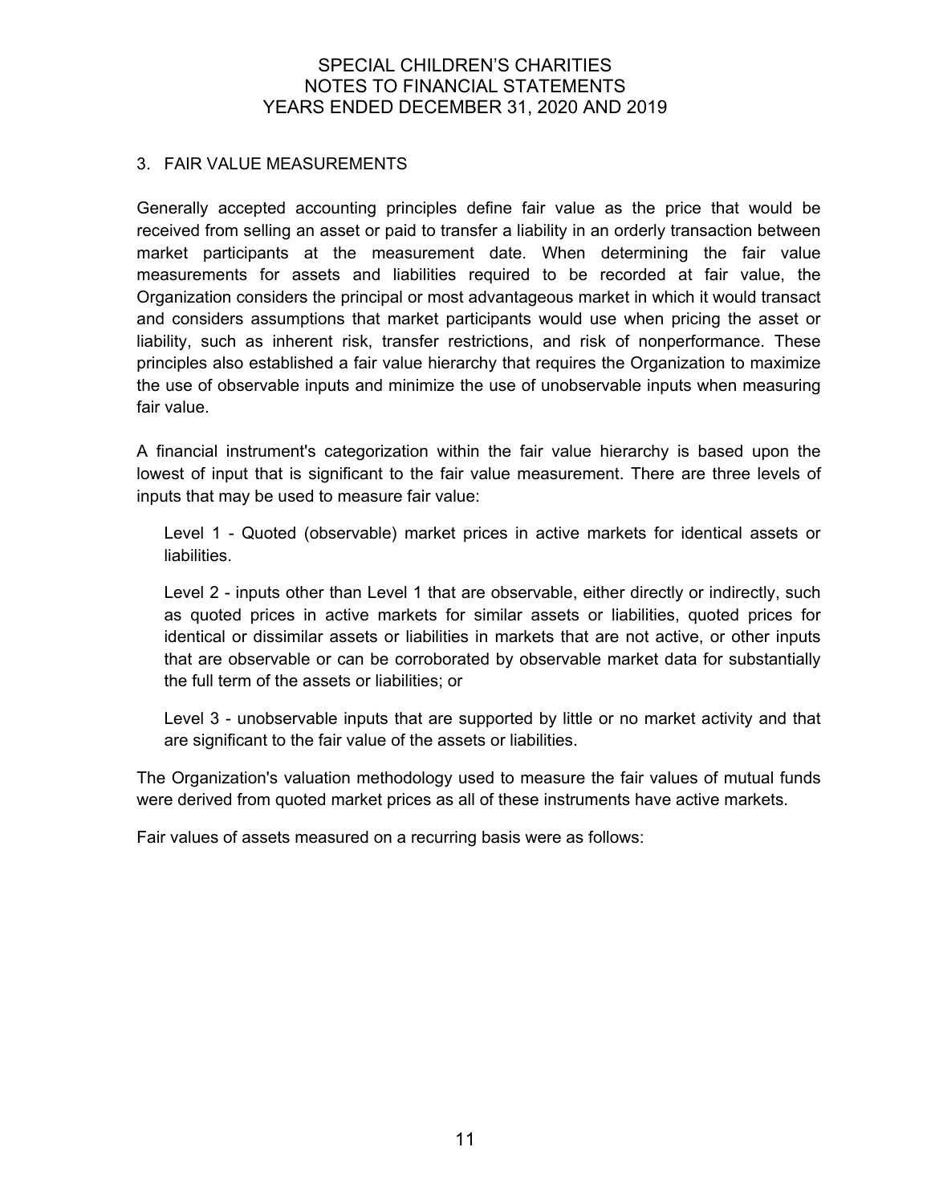## 3. FAIR VALUE MEASUREMENTS

Generally accepted accounting principles define fair value as the price that would be received from selling an asset or paid to transfer a liability in an orderly transaction between market participants at the measurement date. When determining the fair value measurements for assets and liabilities required to be recorded at fair value, the Organization considers the principal or most advantageous market in which it would transact and considers assumptions that market participants would use when pricing the asset or liability, such as inherent risk, transfer restrictions, and risk of nonperformance. These principles also established a fair value hierarchy that requires the Organization to maximize the use of observable inputs and minimize the use of unobservable inputs when measuring fair value.

A financial instrument's categorization within the fair value hierarchy is based upon the lowest of input that is significant to the fair value measurement. There are three levels of inputs that may be used to measure fair value:

Level 1 - Quoted (observable) market prices in active markets for identical assets or liabilities.

Level 2 - inputs other than Level 1 that are observable, either directly or indirectly, such as quoted prices in active markets for similar assets or liabilities, quoted prices for identical or dissimilar assets or liabilities in markets that are not active, or other inputs that are observable or can be corroborated by observable market data for substantially the full term of the assets or liabilities; or

Level 3 - unobservable inputs that are supported by little or no market activity and that are significant to the fair value of the assets or liabilities.

The Organization's valuation methodology used to measure the fair values of mutual funds were derived from quoted market prices as all of these instruments have active markets.

Fair values of assets measured on a recurring basis were as follows: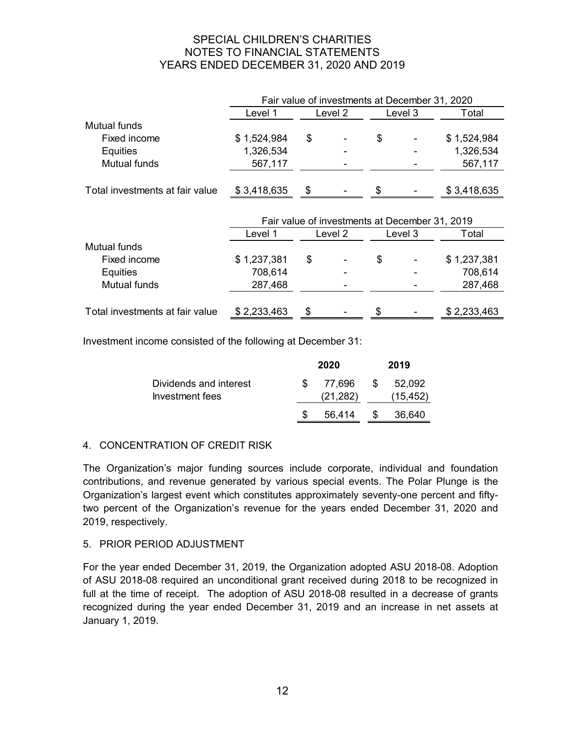# SPECIAL CHILDREN'S CHARITIES
# NOTES TO FINANCIAL STATEMENTS
# YEARS ENDED DECEMBER 31, 2020 AND 2019

| | Fair value of investments at December 31, 2020 | | | |
|---|---|---|---|---|
| | Level 1 | Level 2 | Level 3 | Total |
| Mutual funds | | | | |
| Fixed income | $ 1,524,984 | $ - | $ - | $ 1,524,984 |
| Equities | 1,326,534 | - | - | 1,326,534 |
| Mutual funds | 567,117 | - | - | 567,117 |
| Total investments at fair value | $ 3,418,635 | $ - | $ - | $ 3,418,635 |

| | Fair value of investments at December 31, 2019 | | | |
|---|---|---|---|---|
| | Level 1 | Level 2 | Level 3 | Total |
| Mutual funds | | | | |
| Fixed income | $ 1,237,381 | $ - | $ - | $ 1,237,381 |
| Equities | 708,614 | - | - | 708,614 |
| Mutual funds | 287,468 | - | - | 287,468 |
| Total investments at fair value | $ 2,233,463 | $ - | $ - | $ 2,233,463 |

Investment income consisted of the following at December 31:

| | **2020** | **2019** |
|---|---|---|
| Dividends and interest | $ 77,696 | $ 52,092 |
| Investment fees | (21,282) | (15,452) |
| | $ 56,414 | $ 36,640 |

## 4. CONCENTRATION OF CREDIT RISK

The Organization's major funding sources include corporate, individual and foundation contributions, and revenue generated by various special events. The Polar Plunge is the Organization's largest event which constitutes approximately seventy-one percent and fifty-two percent of the Organization's revenue for the years ended December 31, 2020 and 2019, respectively.

## 5. PRIOR PERIOD ADJUSTMENT

For the year ended December 31, 2019, the Organization adopted ASU 2018-08. Adoption of ASU 2018-08 required an unconditional grant received during 2018 to be recognized in full at the time of receipt. The adoption of ASU 2018-08 resulted in a decrease of grants recognized during the year ended December 31, 2019 and an increase in net assets at January 1, 2019.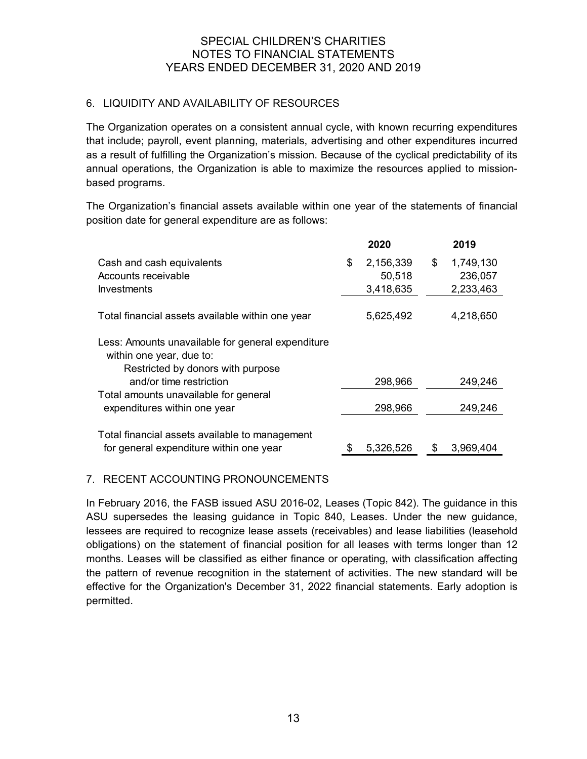## 6. LIQUIDITY AND AVAILABILITY OF RESOURCES

The Organization operates on a consistent annual cycle, with known recurring expenditures that include; payroll, event planning, materials, advertising and other expenditures incurred as a result of fulfilling the Organization's mission. Because of the cyclical predictability of its annual operations, the Organization is able to maximize the resources applied to mission-based programs.

The Organization's financial assets available within one year of the statements of financial position date for general expenditure are as follows:

| | 2020 | 2019 |
|---|---|---|
| Cash and cash equivalents | $ 2,156,339 | $ 1,749,130 |
| Accounts receivable | 50,518 | 236,057 |
| Investments | 3,418,635 | 2,233,463 |
| Total financial assets available within one year | 5,625,492 | 4,218,650 |
| Less: Amounts unavailable for general expenditure within one year, due to: | | |
| Restricted by donors with purpose and/or time restriction | 298,966 | 249,246 |
| Total amounts unavailable for general expenditures within one year | 298,966 | 249,246 |
| Total financial assets available to management for general expenditure within one year | $ 5,326,526 | $ 3,969,404 |

## 7. RECENT ACCOUNTING PRONOUNCEMENTS

In February 2016, the FASB issued ASU 2016-02, Leases (Topic 842). The guidance in this ASU supersedes the leasing guidance in Topic 840, Leases. Under the new guidance, lessees are required to recognize lease assets (receivables) and lease liabilities (leasehold obligations) on the statement of financial position for all leases with terms longer than 12 months. Leases will be classified as either finance or operating, with classification affecting the pattern of revenue recognition in the statement of activities. The new standard will be effective for the Organization's December 31, 2022 financial statements. Early adoption is permitted.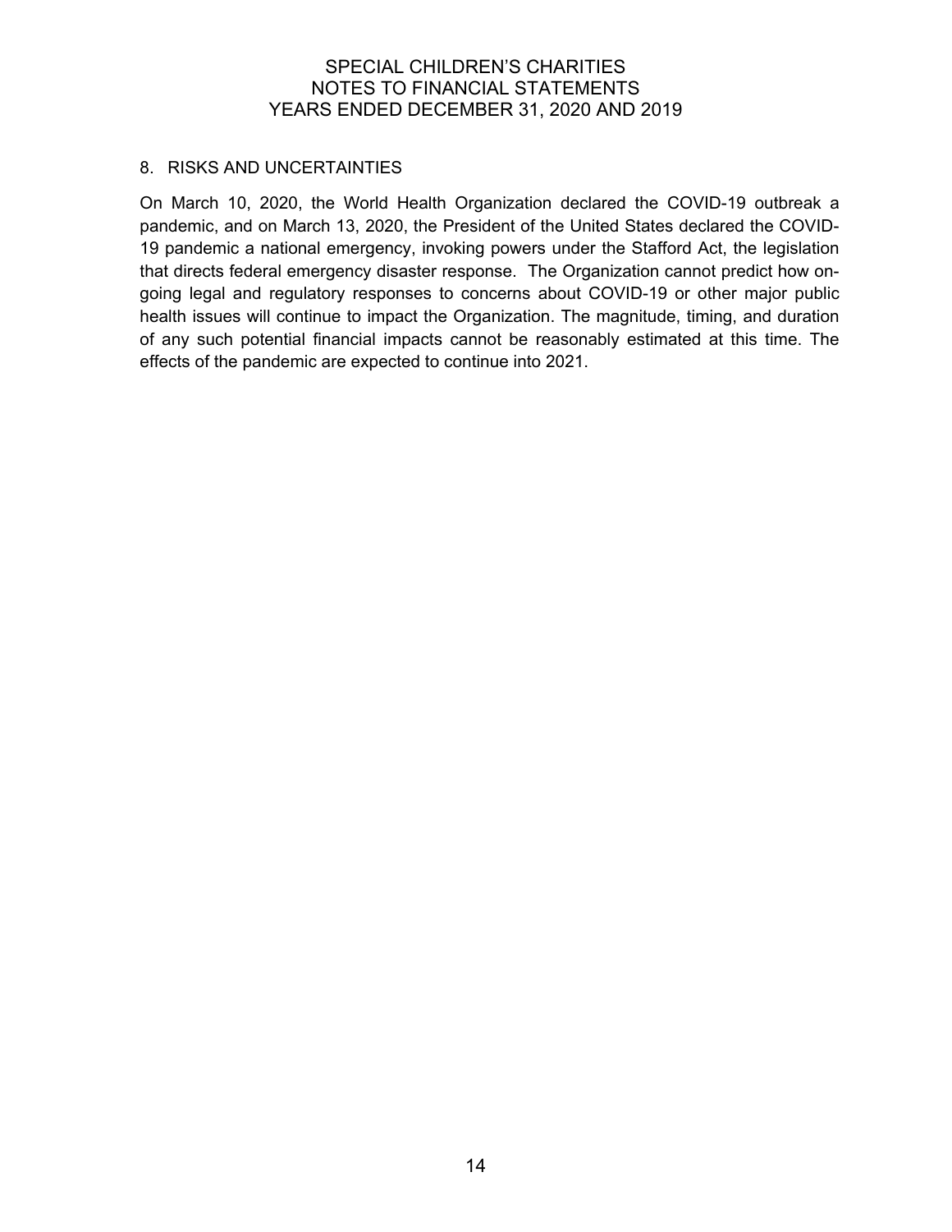## 8. RISKS AND UNCERTAINTIES

On March 10, 2020, the World Health Organization declared the COVID-19 outbreak a pandemic, and on March 13, 2020, the President of the United States declared the COVID-19 pandemic a national emergency, invoking powers under the Stafford Act, the legislation that directs federal emergency disaster response. The Organization cannot predict how on-going legal and regulatory responses to concerns about COVID-19 or other major public health issues will continue to impact the Organization. The magnitude, timing, and duration of any such potential financial impacts cannot be reasonably estimated at this time. The effects of the pandemic are expected to continue into 2021.